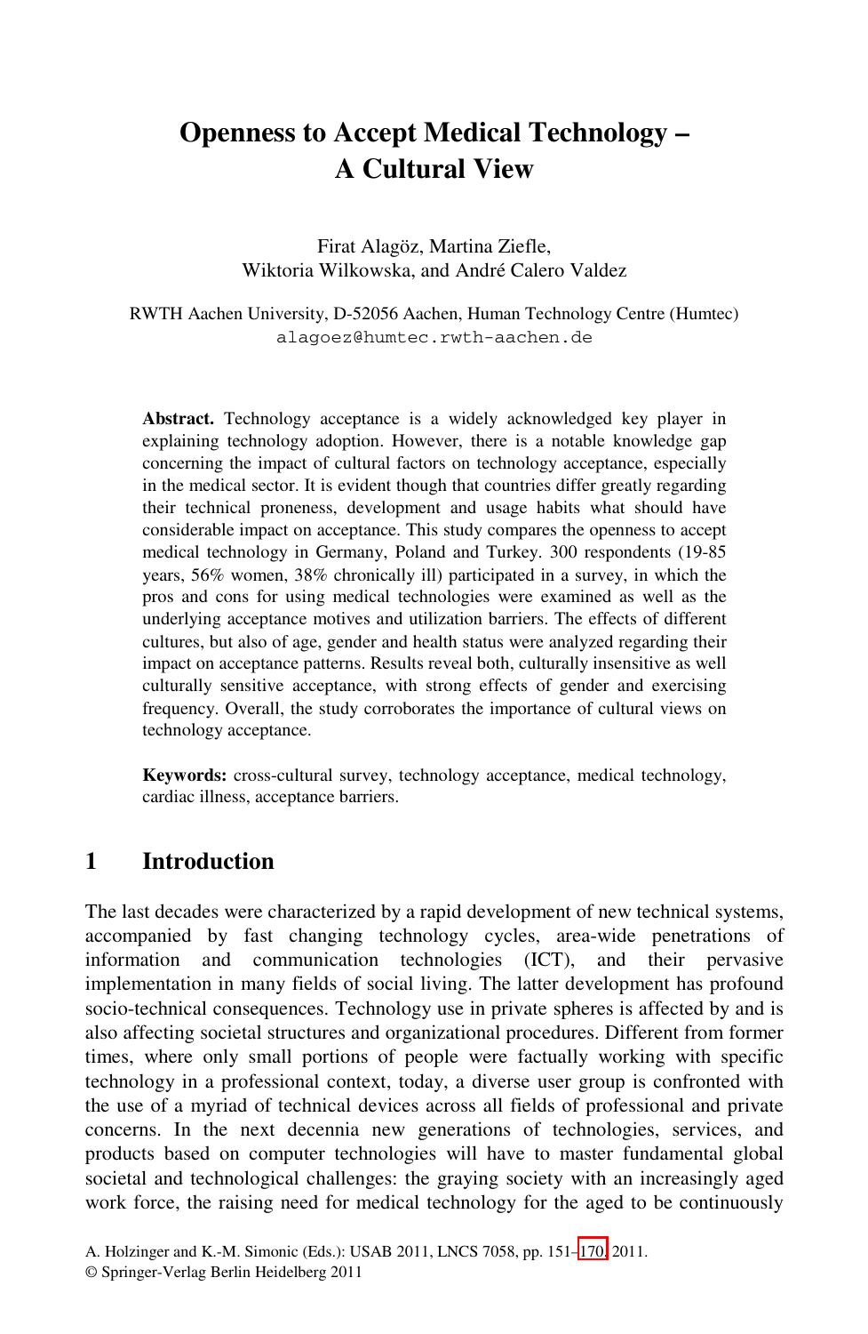# Openness to Accept Medical Technology – A Cultural View

Firat Alagöz, Martina Ziefle, Wiktoria Wilkowska, and André Calero Valdez

RWTH Aachen University, D-52056 Aachen, Human Technology Centre (Humtec)
alagoez@humtec.rwth-aachen.de

**Abstract.** Technology acceptance is a widely acknowledged key player in explaining technology adoption. However, there is a notable knowledge gap concerning the impact of cultural factors on technology acceptance, especially in the medical sector. It is evident though that countries differ greatly regarding their technical proneness, development and usage habits what should have considerable impact on acceptance. This study compares the openness to accept medical technology in Germany, Poland and Turkey. 300 respondents (19-85 years, 56% women, 38% chronically ill) participated in a survey, in which the pros and cons for using medical technologies were examined as well as the underlying acceptance motives and utilization barriers. The effects of different cultures, but also of age, gender and health status were analyzed regarding their impact on acceptance patterns. Results reveal both, culturally insensitive as well culturally sensitive acceptance, with strong effects of gender and exercising frequency. Overall, the study corroborates the importance of cultural views on technology acceptance.

**Keywords:** cross-cultural survey, technology acceptance, medical technology, cardiac illness, acceptance barriers.

## 1 Introduction

The last decades were characterized by a rapid development of new technical systems, accompanied by fast changing technology cycles, area-wide penetrations of information and communication technologies (ICT), and their pervasive implementation in many fields of social living. The latter development has profound socio-technical consequences. Technology use in private spheres is affected by and is also affecting societal structures and organizational procedures. Different from former times, where only small portions of people were factually working with specific technology in a professional context, today, a diverse user group is confronted with the use of a myriad of technical devices across all fields of professional and private concerns. In the next decennia new generations of technologies, services, and products based on computer technologies will have to master fundamental global societal and technological challenges: the graying society with an increasingly aged work force, the raising need for medical technology for the aged to be continuously

A. Holzinger and K.-M. Simonic (Eds.): USAB 2011, LNCS 7058, pp. 151–170, 2011.
© Springer-Verlag Berlin Heidelberg 2011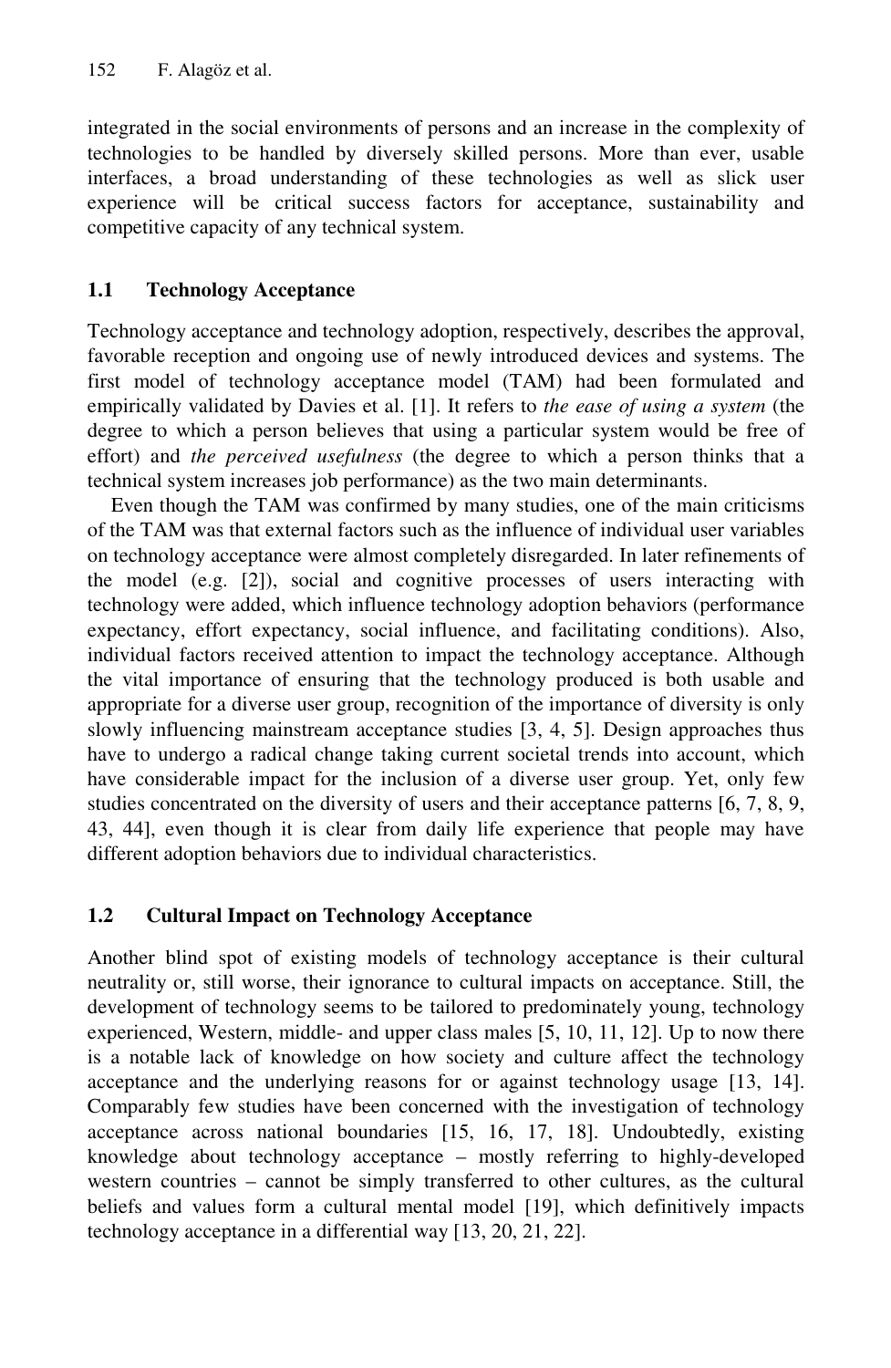integrated in the social environments of persons and an increase in the complexity of technologies to be handled by diversely skilled persons. More than ever, usable interfaces, a broad understanding of these technologies as well as slick user experience will be critical success factors for acceptance, sustainability and competitive capacity of any technical system.

### 1.1 Technology Acceptance

Technology acceptance and technology adoption, respectively, describes the approval, favorable reception and ongoing use of newly introduced devices and systems. The first model of technology acceptance model (TAM) had been formulated and empirically validated by Davies et al. [1]. It refers to *the ease of using a system* (the degree to which a person believes that using a particular system would be free of effort) and *the perceived usefulness* (the degree to which a person thinks that a technical system increases job performance) as the two main determinants.

Even though the TAM was confirmed by many studies, one of the main criticisms of the TAM was that external factors such as the influence of individual user variables on technology acceptance were almost completely disregarded. In later refinements of the model (e.g. [2]), social and cognitive processes of users interacting with technology were added, which influence technology adoption behaviors (performance expectancy, effort expectancy, social influence, and facilitating conditions). Also, individual factors received attention to impact the technology acceptance. Although the vital importance of ensuring that the technology produced is both usable and appropriate for a diverse user group, recognition of the importance of diversity is only slowly influencing mainstream acceptance studies [3, 4, 5]. Design approaches thus have to undergo a radical change taking current societal trends into account, which have considerable impact for the inclusion of a diverse user group. Yet, only few studies concentrated on the diversity of users and their acceptance patterns [6, 7, 8, 9, 43, 44], even though it is clear from daily life experience that people may have different adoption behaviors due to individual characteristics.

### 1.2 Cultural Impact on Technology Acceptance

Another blind spot of existing models of technology acceptance is their cultural neutrality or, still worse, their ignorance to cultural impacts on acceptance. Still, the development of technology seems to be tailored to predominately young, technology experienced, Western, middle- and upper class males [5, 10, 11, 12]. Up to now there is a notable lack of knowledge on how society and culture affect the technology acceptance and the underlying reasons for or against technology usage [13, 14]. Comparably few studies have been concerned with the investigation of technology acceptance across national boundaries [15, 16, 17, 18]. Undoubtedly, existing knowledge about technology acceptance – mostly referring to highly-developed western countries – cannot be simply transferred to other cultures, as the cultural beliefs and values form a cultural mental model [19], which definitively impacts technology acceptance in a differential way [13, 20, 21, 22].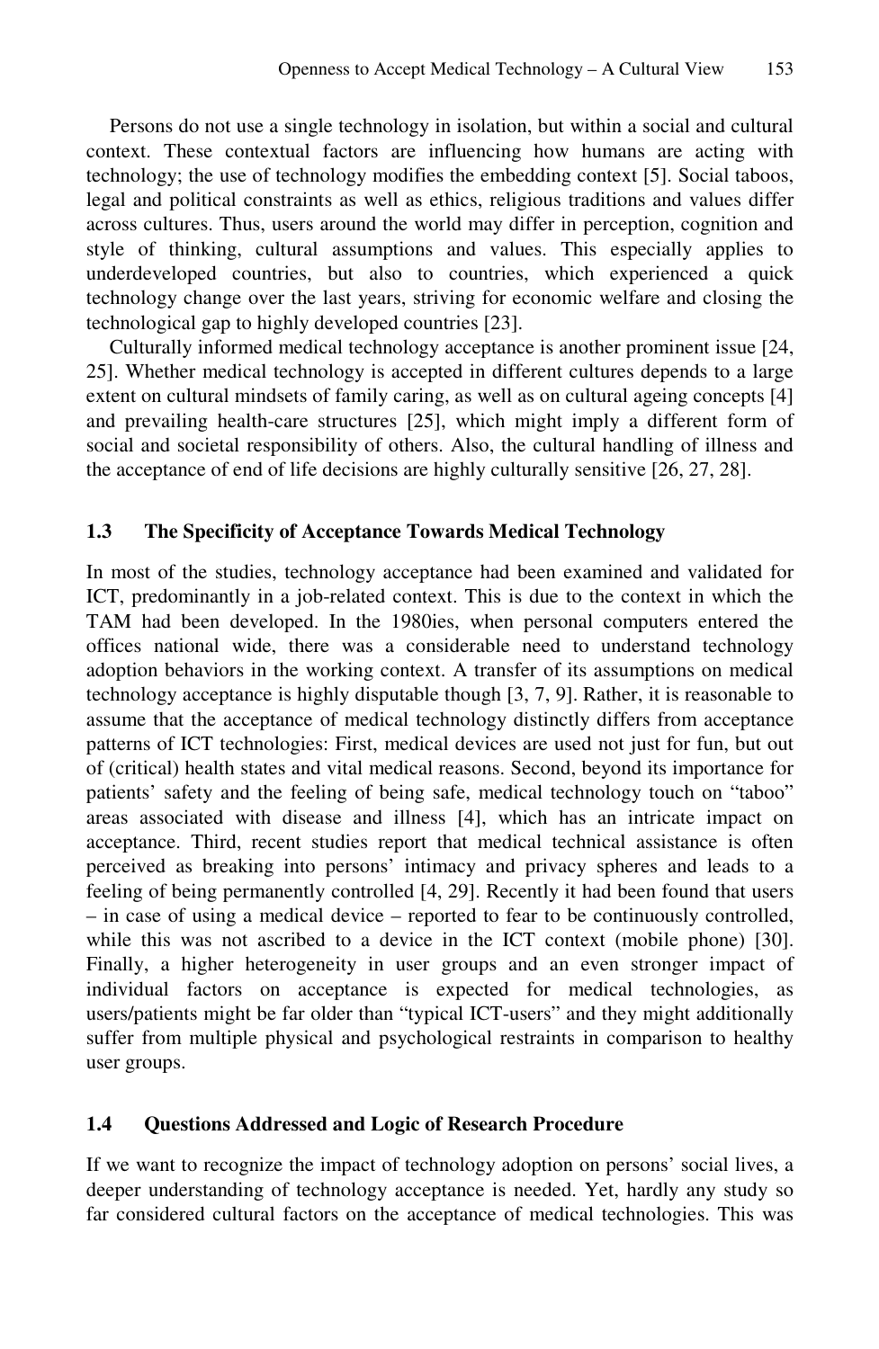Persons do not use a single technology in isolation, but within a social and cultural context. These contextual factors are influencing how humans are acting with technology; the use of technology modifies the embedding context [5]. Social taboos, legal and political constraints as well as ethics, religious traditions and values differ across cultures. Thus, users around the world may differ in perception, cognition and style of thinking, cultural assumptions and values. This especially applies to underdeveloped countries, but also to countries, which experienced a quick technology change over the last years, striving for economic welfare and closing the technological gap to highly developed countries [23].

Culturally informed medical technology acceptance is another prominent issue [24, 25]. Whether medical technology is accepted in different cultures depends to a large extent on cultural mindsets of family caring, as well as on cultural ageing concepts [4] and prevailing health-care structures [25], which might imply a different form of social and societal responsibility of others. Also, the cultural handling of illness and the acceptance of end of life decisions are highly culturally sensitive [26, 27, 28].

### 1.3 The Specificity of Acceptance Towards Medical Technology

In most of the studies, technology acceptance had been examined and validated for ICT, predominantly in a job-related context. This is due to the context in which the TAM had been developed. In the 1980ies, when personal computers entered the offices national wide, there was a considerable need to understand technology adoption behaviors in the working context. A transfer of its assumptions on medical technology acceptance is highly disputable though [3, 7, 9]. Rather, it is reasonable to assume that the acceptance of medical technology distinctly differs from acceptance patterns of ICT technologies: First, medical devices are used not just for fun, but out of (critical) health states and vital medical reasons. Second, beyond its importance for patients' safety and the feeling of being safe, medical technology touch on "taboo" areas associated with disease and illness [4], which has an intricate impact on acceptance. Third, recent studies report that medical technical assistance is often perceived as breaking into persons' intimacy and privacy spheres and leads to a feeling of being permanently controlled [4, 29]. Recently it had been found that users – in case of using a medical device – reported to fear to be continuously controlled, while this was not ascribed to a device in the ICT context (mobile phone) [30]. Finally, a higher heterogeneity in user groups and an even stronger impact of individual factors on acceptance is expected for medical technologies, as users/patients might be far older than "typical ICT-users" and they might additionally suffer from multiple physical and psychological restraints in comparison to healthy user groups.

### 1.4 Questions Addressed and Logic of Research Procedure

If we want to recognize the impact of technology adoption on persons' social lives, a deeper understanding of technology acceptance is needed. Yet, hardly any study so far considered cultural factors on the acceptance of medical technologies. This was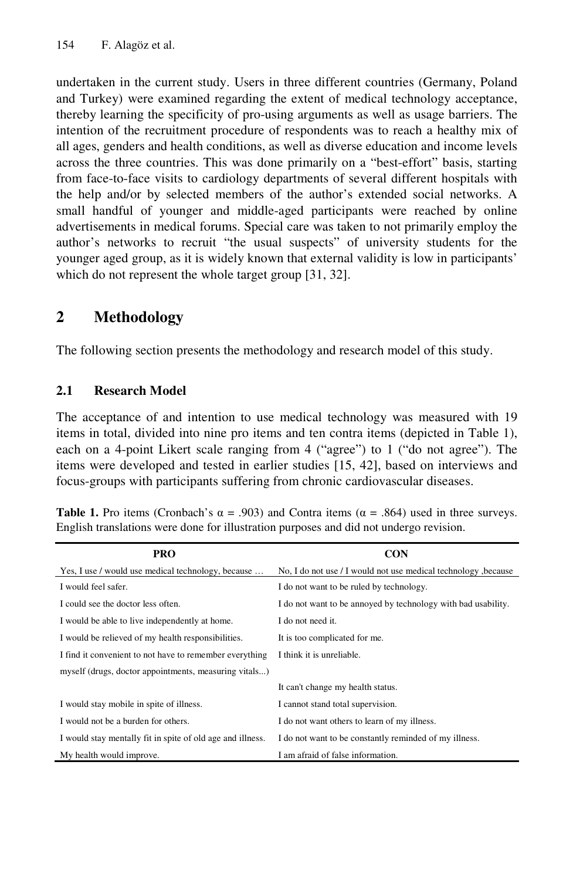undertaken in the current study. Users in three different countries (Germany, Poland and Turkey) were examined regarding the extent of medical technology acceptance, thereby learning the specificity of pro-using arguments as well as usage barriers. The intention of the recruitment procedure of respondents was to reach a healthy mix of all ages, genders and health conditions, as well as diverse education and income levels across the three countries. This was done primarily on a "best-effort" basis, starting from face-to-face visits to cardiology departments of several different hospitals with the help and/or by selected members of the author's extended social networks. A small handful of younger and middle-aged participants were reached by online advertisements in medical forums. Special care was taken to not primarily employ the author's networks to recruit "the usual suspects" of university students for the younger aged group, as it is widely known that external validity is low in participants' which do not represent the whole target group [31, 32].

## 2 Methodology

The following section presents the methodology and research model of this study.

### 2.1 Research Model

The acceptance of and intention to use medical technology was measured with 19 items in total, divided into nine pro items and ten contra items (depicted in Table 1), each on a 4-point Likert scale ranging from 4 ("agree") to 1 ("do not agree"). The items were developed and tested in earlier studies [15, 42], based on interviews and focus-groups with participants suffering from chronic cardiovascular diseases.

**Table 1.** Pro items (Cronbach's α = .903) and Contra items (α = .864) used in three surveys. English translations were done for illustration purposes and did not undergo revision.

| PRO | CON |
|---|---|
| Yes, I use / would use medical technology, because … | No, I do not use / I would not use medical technology ,because |
| I would feel safer. | I do not want to be ruled by technology. |
| I could see the doctor less often. | I do not want to be annoyed by technology with bad usability. |
| I would be able to live independently at home. | I do not need it. |
| I would be relieved of my health responsibilities. | It is too complicated for me. |
| I find it convenient to not have to remember everything myself (drugs, doctor appointments, measuring vitals...) | I think it is unreliable. |
| | It can't change my health status. |
| I would stay mobile in spite of illness. | I cannot stand total supervision. |
| I would not be a burden for others. | I do not want others to learn of my illness. |
| I would stay mentally fit in spite of old age and illness. | I do not want to be constantly reminded of my illness. |
| My health would improve. | I am afraid of false information. |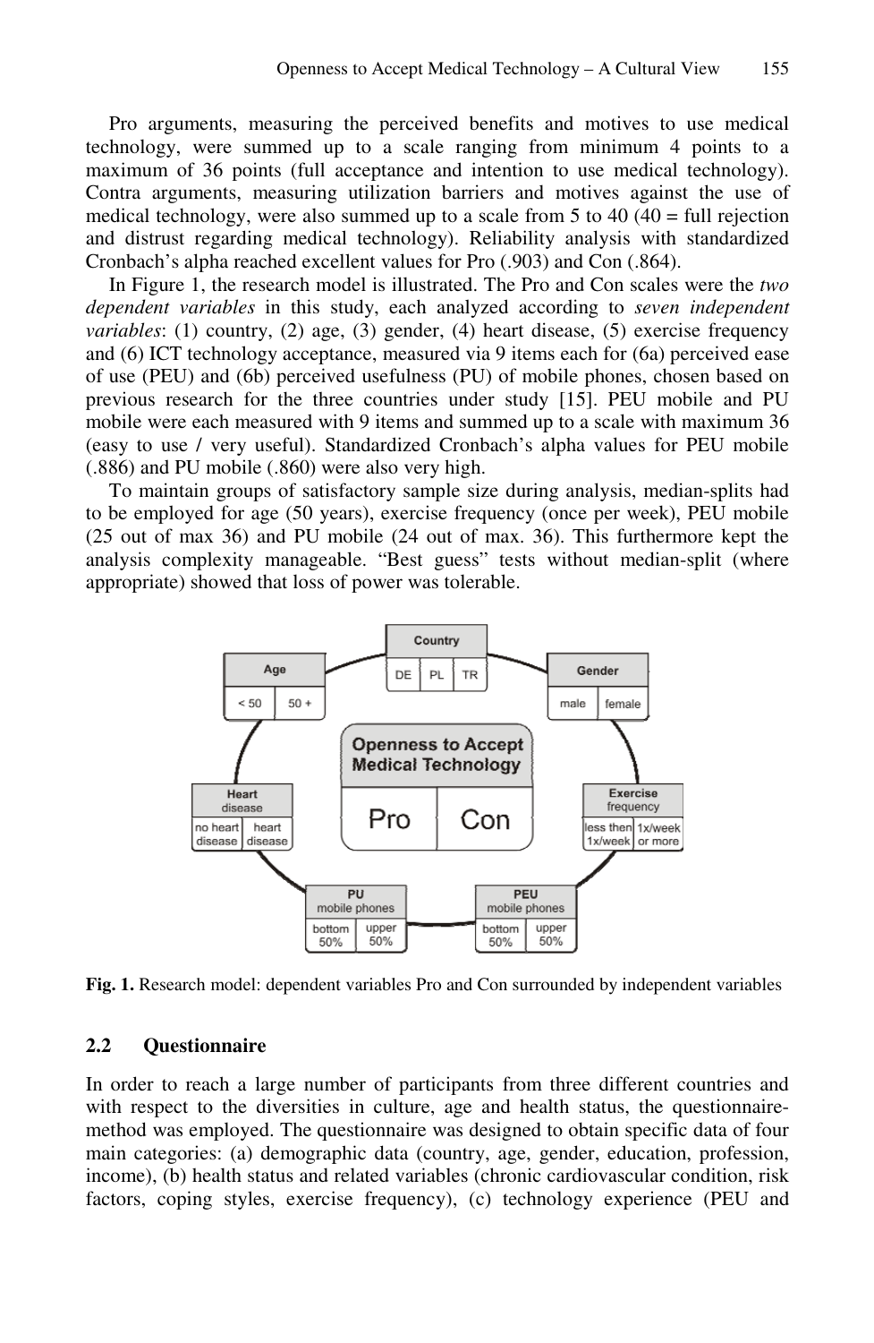Pro arguments, measuring the perceived benefits and motives to use medical technology, were summed up to a scale ranging from minimum 4 points to a maximum of 36 points (full acceptance and intention to use medical technology). Contra arguments, measuring utilization barriers and motives against the use of medical technology, were also summed up to a scale from 5 to 40 (40 = full rejection and distrust regarding medical technology). Reliability analysis with standardized Cronbach's alpha reached excellent values for Pro (.903) and Con (.864).

In Figure 1, the research model is illustrated. The Pro and Con scales were the *two dependent variables* in this study, each analyzed according to *seven independent variables*: (1) country, (2) age, (3) gender, (4) heart disease, (5) exercise frequency and (6) ICT technology acceptance, measured via 9 items each for (6a) perceived ease of use (PEU) and (6b) perceived usefulness (PU) of mobile phones, chosen based on previous research for the three countries under study [15]. PEU mobile and PU mobile were each measured with 9 items and summed up to a scale with maximum 36 (easy to use / very useful). Standardized Cronbach's alpha values for PEU mobile (.886) and PU mobile (.860) were also very high.

To maintain groups of satisfactory sample size during analysis, median-splits had to be employed for age (50 years), exercise frequency (once per week), PEU mobile (25 out of max 36) and PU mobile (24 out of max. 36). This furthermore kept the analysis complexity manageable. "Best guess" tests without median-split (where appropriate) showed that loss of power was tolerable.

**Fig. 1.** Research model: dependent variables Pro and Con surrounded by independent variables

### 2.2 Questionnaire

In order to reach a large number of participants from three different countries and with respect to the diversities in culture, age and health status, the questionnaire-method was employed. The questionnaire was designed to obtain specific data of four main categories: (a) demographic data (country, age, gender, education, profession, income), (b) health status and related variables (chronic cardiovascular condition, risk factors, coping styles, exercise frequency), (c) technology experience (PEU and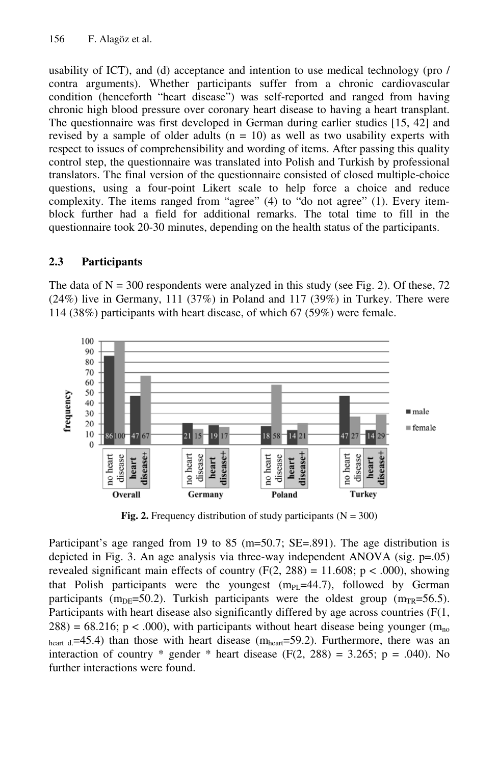usability of ICT), and (d) acceptance and intention to use medical technology (pro / contra arguments). Whether participants suffer from a chronic cardiovascular condition (henceforth "heart disease") was self-reported and ranged from having chronic high blood pressure over coronary heart disease to having a heart transplant. The questionnaire was first developed in German during earlier studies [15, 42] and revised by a sample of older adults (n = 10) as well as two usability experts with respect to issues of comprehensibility and wording of items. After passing this quality control step, the questionnaire was translated into Polish and Turkish by professional translators. The final version of the questionnaire consisted of closed multiple-choice questions, using a four-point Likert scale to help force a choice and reduce complexity. The items ranged from "agree" (4) to "do not agree" (1). Every item-block further had a field for additional remarks. The total time to fill in the questionnaire took 20-30 minutes, depending on the health status of the participants.

### 2.3 Participants

The data of N = 300 respondents were analyzed in this study (see Fig. 2). Of these, 72 (24%) live in Germany, 111 (37%) in Poland and 117 (39%) in Turkey. There were 114 (38%) participants with heart disease, of which 67 (59%) were female.

**Fig. 2.** Frequency distribution of study participants (N = 300)

Participant's age ranged from 19 to 85 (m=50.7; SE=.891). The age distribution is depicted in Fig. 3. An age analysis via three-way independent ANOVA (sig. p=.05) revealed significant main effects of country ($F(2, 288) = 11.608$; $p < .000$), showing that Polish participants were the youngest ($m_{PL}$=44.7), followed by German participants ($m_{DE}$=50.2). Turkish participants were the oldest group ($m_{TR}$=56.5). Participants with heart disease also significantly differed by age across countries ($F(1, 288) = 68.216$; $p < .000$), with participants without heart disease being younger ($m_{no\ heart\ d.}$=45.4) than those with heart disease ($m_{heart}$=59.2). Furthermore, there was an interaction of country * gender * heart disease ($F(2, 288) = 3.265$; $p = .040$). No further interactions were found.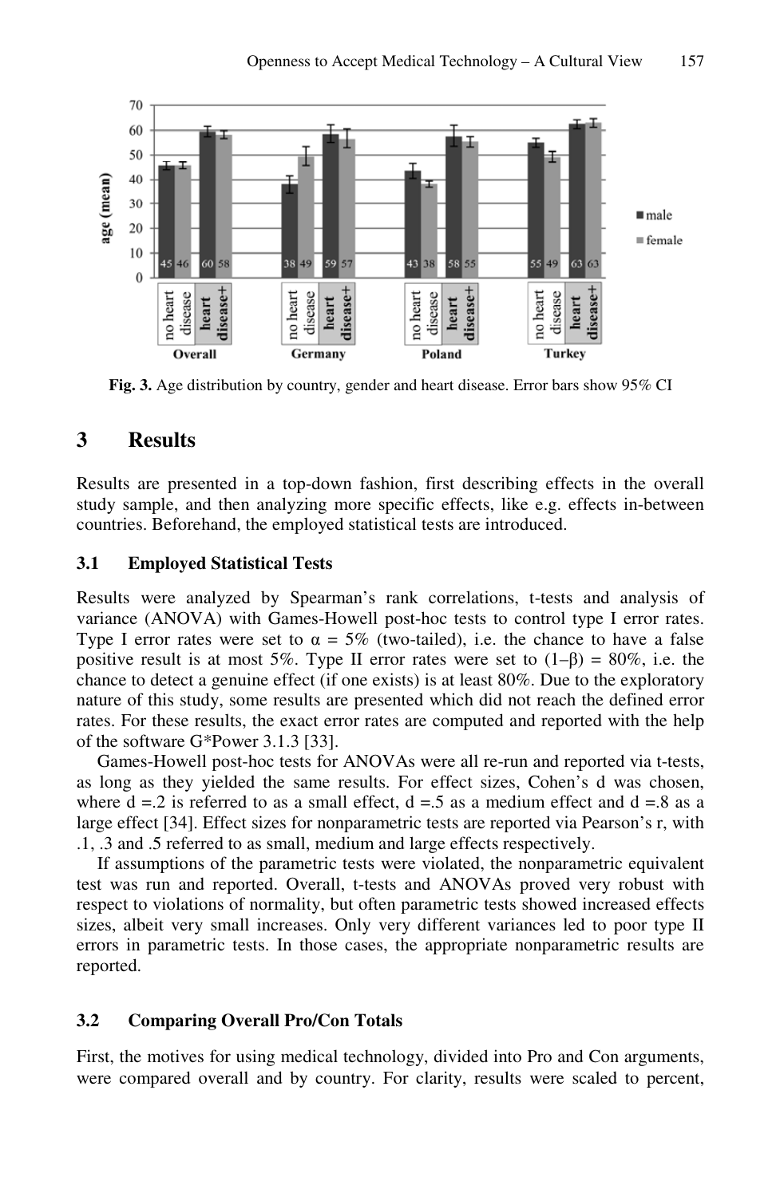Fig. 3. Age distribution by country, gender and heart disease. Error bars show 95% CI

## 3 Results

Results are presented in a top-down fashion, first describing effects in the overall study sample, and then analyzing more specific effects, like e.g. effects in-between countries. Beforehand, the employed statistical tests are introduced.

### 3.1 Employed Statistical Tests

Results were analyzed by Spearman's rank correlations, t-tests and analysis of variance (ANOVA) with Games-Howell post-hoc tests to control type I error rates. Type I error rates were set to $\alpha$ = 5% (two-tailed), i.e. the chance to have a false positive result is at most 5%. Type II error rates were set to $(1-\beta)$ = 80%, i.e. the chance to detect a genuine effect (if one exists) is at least 80%. Due to the exploratory nature of this study, some results are presented which did not reach the defined error rates. For these results, the exact error rates are computed and reported with the help of the software G*Power 3.1.3 [33].

Games-Howell post-hoc tests for ANOVAs were all re-run and reported via t-tests, as long as they yielded the same results. For effect sizes, Cohen's d was chosen, where d =.2 is referred to as a small effect, d =.5 as a medium effect and d =.8 as a large effect [34]. Effect sizes for nonparametric tests are reported via Pearson's r, with .1, .3 and .5 referred to as small, medium and large effects respectively.

If assumptions of the parametric tests were violated, the nonparametric equivalent test was run and reported. Overall, t-tests and ANOVAs proved very robust with respect to violations of normality, but often parametric tests showed increased effects sizes, albeit very small increases. Only very different variances led to poor type II errors in parametric tests. In those cases, the appropriate nonparametric results are reported.

### 3.2 Comparing Overall Pro/Con Totals

First, the motives for using medical technology, divided into Pro and Con arguments, were compared overall and by country. For clarity, results were scaled to percent,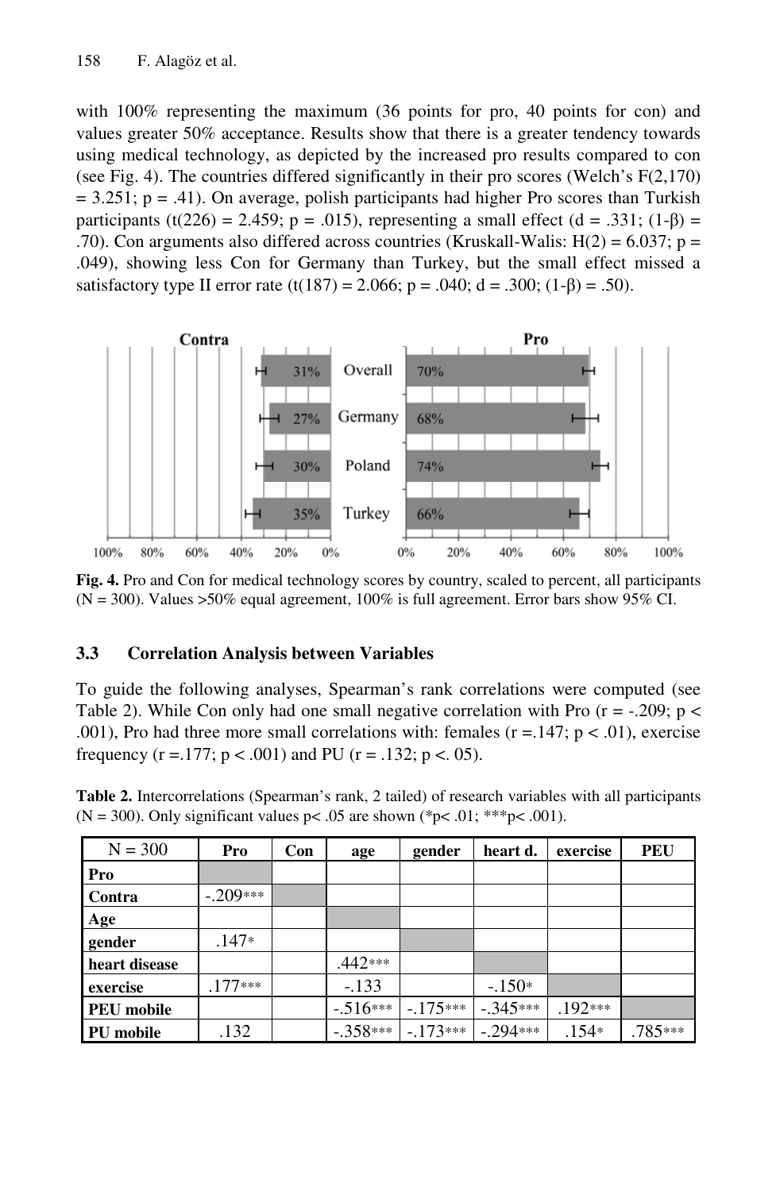with 100% representing the maximum (36 points for pro, 40 points for con) and values greater 50% acceptance. Results show that there is a greater tendency towards using medical technology, as depicted by the increased pro results compared to con (see Fig. 4). The countries differed significantly in their pro scores (Welch's $F(2,170) = 3.251$; $p = .41$). On average, polish participants had higher Pro scores than Turkish participants ($t(226) = 2.459$; $p = .015$), representing a small effect ($d = .331$; $(1\text{-}\beta) = .70$). Con arguments also differed across countries (Kruskall-Walis: $H(2) = 6.037$; $p = .049$), showing less Con for Germany than Turkey, but the small effect missed a satisfactory type II error rate ($t(187) = 2.066$; $p = .040$; $d = .300$; $(1\text{-}\beta) = .50$).

| Contra | | Pro |
|---|---|---|
| 31% | Overall | 70% |
| 27% | Germany | 68% |
| 30% | Poland | 74% |
| 35% | Turkey | 66% |

**Fig. 4.** Pro and Con for medical technology scores by country, scaled to percent, all participants (N = 300). Values >50% equal agreement, 100% is full agreement. Error bars show 95% CI.

### 3.3 Correlation Analysis between Variables

To guide the following analyses, Spearman's rank correlations were computed (see Table 2). While Con only had one small negative correlation with Pro ($r = -.209$; $p < .001$), Pro had three more small correlations with: females ($r = .147$; $p < .01$), exercise frequency ($r = .177$; $p < .001$) and PU ($r = .132$; $p < .05$).

**Table 2.** Intercorrelations (Spearman's rank, 2 tailed) of research variables with all participants (N = 300). Only significant values p< .05 are shown (*p< .01; ***p< .001).

| N = 300 | Pro | Con | age | gender | heart d. | exercise | PEU |
|---|---|---|---|---|---|---|---|
| **Pro** | | | | | | | |
| **Contra** | -.209*** | | | | | | |
| **Age** | | | | | | | |
| **gender** | .147* | | | | | | |
| **heart disease** | | | .442*** | | | | |
| **exercise** | .177*** | | -.133 | | -.150* | | |
| **PEU mobile** | | | -.516*** | -.175*** | -.345*** | .192*** | |
| **PU mobile** | .132 | | -.358*** | -.173*** | -.294*** | .154* | .785*** |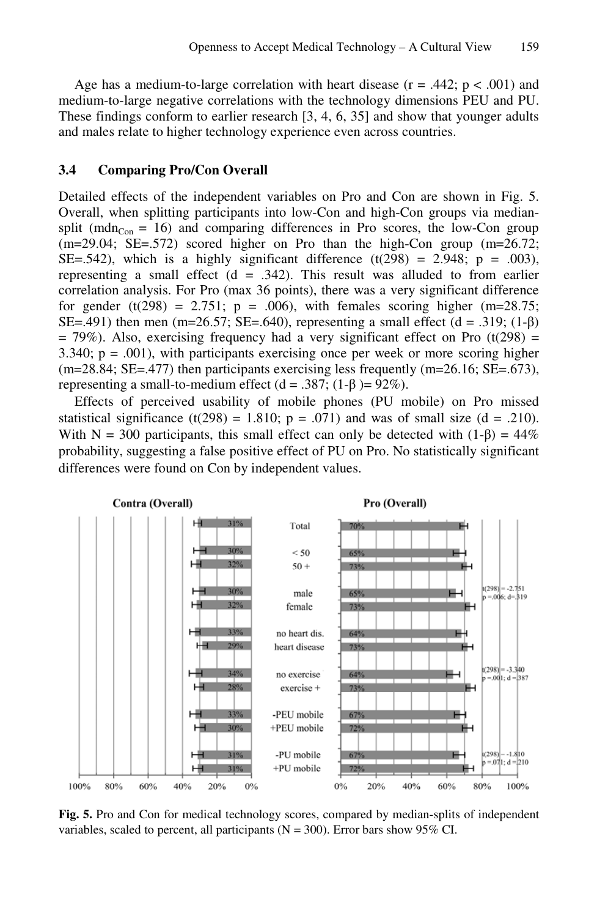Age has a medium-to-large correlation with heart disease ($r = .442$; $p < .001$) and medium-to-large negative correlations with the technology dimensions PEU and PU. These findings conform to earlier research [3, 4, 6, 35] and show that younger adults and males relate to higher technology experience even across countries.

### 3.4 Comparing Pro/Con Overall

Detailed effects of the independent variables on Pro and Con are shown in Fig. 5. Overall, when splitting participants into low-Con and high-Con groups via median-split ($mdn_{Con} = 16$) and comparing differences in Pro scores, the low-Con group ($m=29.04$; $SE=.572$) scored higher on Pro than the high-Con group ($m=26.72$; $SE=.542$), which is a highly significant difference ($t(298) = 2.948$; $p = .003$), representing a small effect ($d = .342$). This result was alluded to from earlier correlation analysis. For Pro (max 36 points), there was a very significant difference for gender ($t(298) = 2.751$; $p = .006$), with females scoring higher ($m=28.75$; $SE=.491$) then men ($m=26.57$; $SE=.640$), representing a small effect ($d = .319$; $(1\text{-}\beta) = 79\%$). Also, exercising frequency had a very significant effect on Pro ($t(298) = 3.340$; $p = .001$), with participants exercising once per week or more scoring higher ($m=28.84$; $SE=.477$) then participants exercising less frequently ($m=26.16$; $SE=.673$), representing a small-to-medium effect ($d = .387$; $(1\text{-}\beta) = 92\%$).

Effects of perceived usability of mobile phones (PU mobile) on Pro missed statistical significance ($t(298) = 1.810$; $p = .071$) and was of small size ($d = .210$). With $N = 300$ participants, this small effect can only be detected with $(1\text{-}\beta) = 44\%$ probability, suggesting a false positive effect of PU on Pro. No statistically significant differences were found on Con by independent values.

**Fig. 5.** Pro and Con for medical technology scores, compared by median-splits of independent variables, scaled to percent, all participants (N = 300). Error bars show 95% CI.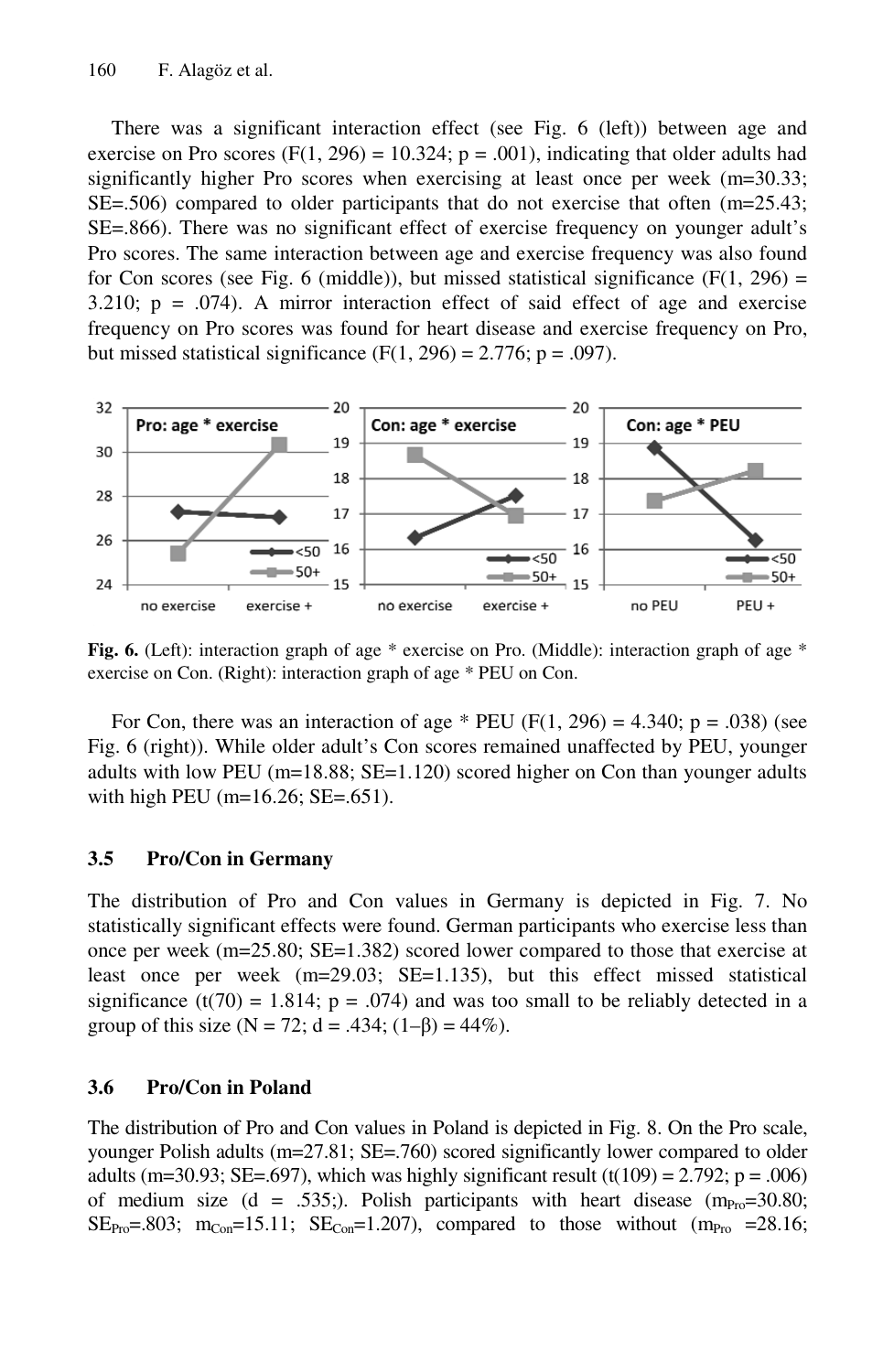There was a significant interaction effect (see Fig. 6 (left)) between age and exercise on Pro scores ($F(1, 296) = 10.324$; $p = .001$), indicating that older adults had significantly higher Pro scores when exercising at least once per week (m=30.33; SE=.506) compared to older participants that do not exercise that often (m=25.43; SE=.866). There was no significant effect of exercise frequency on younger adult's Pro scores. The same interaction between age and exercise frequency was also found for Con scores (see Fig. 6 (middle)), but missed statistical significance ($F(1, 296) = 3.210$; $p = .074$). A mirror interaction effect of said effect of age and exercise frequency on Pro scores was found for heart disease and exercise frequency on Pro, but missed statistical significance ($F(1, 296) = 2.776$; $p = .097$).

**Fig. 6.** (Left): interaction graph of age * exercise on Pro. (Middle): interaction graph of age * exercise on Con. (Right): interaction graph of age * PEU on Con.

For Con, there was an interaction of age * PEU ($F(1, 296) = 4.340$; $p = .038$) (see Fig. 6 (right)). While older adult's Con scores remained unaffected by PEU, younger adults with low PEU (m=18.88; SE=1.120) scored higher on Con than younger adults with high PEU (m=16.26; SE=.651).

### 3.5 Pro/Con in Germany

The distribution of Pro and Con values in Germany is depicted in Fig. 7. No statistically significant effects were found. German participants who exercise less than once per week (m=25.80; SE=1.382) scored lower compared to those that exercise at least once per week (m=29.03; SE=1.135), but this effect missed statistical significance ($t(70) = 1.814$; $p = .074$) and was too small to be reliably detected in a group of this size ($N = 72$; $d = .434$; $(1–\beta) = 44\%$).

### 3.6 Pro/Con in Poland

The distribution of Pro and Con values in Poland is depicted in Fig. 8. On the Pro scale, younger Polish adults (m=27.81; SE=.760) scored significantly lower compared to older adults (m=30.93; SE=.697), which was highly significant result ($t(109) = 2.792$; $p = .006$) of medium size ($d = .535$;). Polish participants with heart disease ($m_{Pro}$=30.80; $SE_{Pro}$=.803; $m_{Con}$=15.11; $SE_{Con}$=1.207), compared to those without ($m_{Pro}$ =28.16;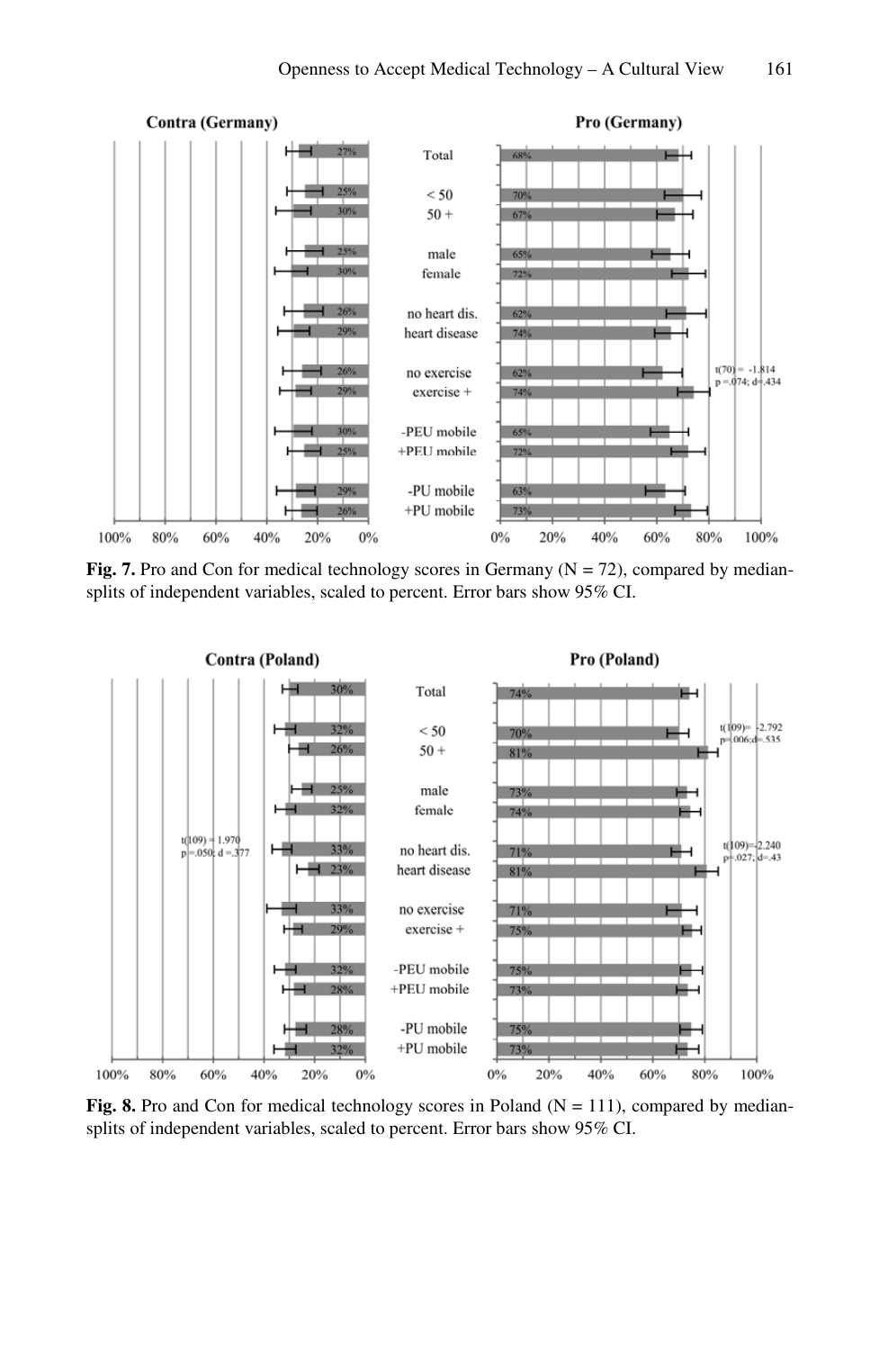**Fig. 7.** Pro and Con for medical technology scores in Germany (N = 72), compared by median-splits of independent variables, scaled to percent. Error bars show 95% CI.

**Fig. 8.** Pro and Con for medical technology scores in Poland (N = 111), compared by median-splits of independent variables, scaled to percent. Error bars show 95% CI.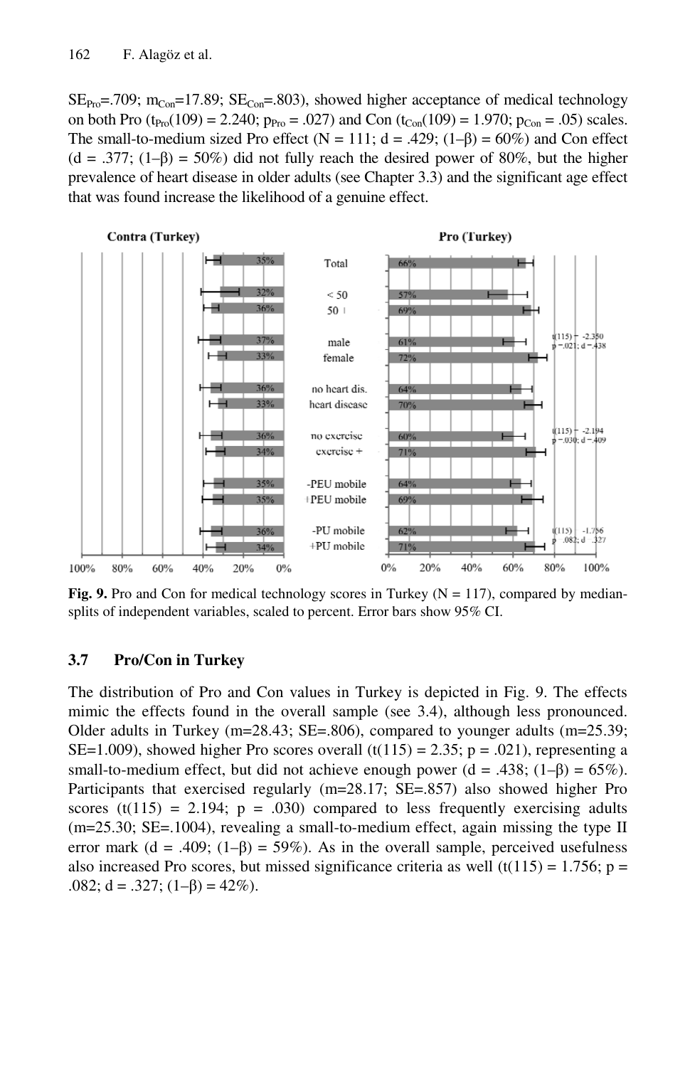$SE_{Pro}$=.709; $m_{Con}$=17.89; $SE_{Con}$=.803), showed higher acceptance of medical technology on both Pro ($t_{Pro}(109) = 2.240$; $p_{Pro} = .027$) and Con ($t_{Con}(109) = 1.970$; $p_{Con} = .05$) scales. The small-to-medium sized Pro effect (N = 111; d = .429; (1–β) = 60%) and Con effect (d = .377; (1–β) = 50%) did not fully reach the desired power of 80%, but the higher prevalence of heart disease in older adults (see Chapter 3.3) and the significant age effect that was found increase the likelihood of a genuine effect.

**Fig. 9.** Pro and Con for medical technology scores in Turkey (N = 117), compared by median-splits of independent variables, scaled to percent. Error bars show 95% CI.

### 3.7 Pro/Con in Turkey

The distribution of Pro and Con values in Turkey is depicted in Fig. 9. The effects mimic the effects found in the overall sample (see 3.4), although less pronounced. Older adults in Turkey (m=28.43; SE=.806), compared to younger adults (m=25.39; SE=1.009), showed higher Pro scores overall ($t(115) = 2.35$; $p = .021$), representing a small-to-medium effect, but did not achieve enough power (d = .438; (1–β) = 65%). Participants that exercised regularly (m=28.17; SE=.857) also showed higher Pro scores ($t(115) = 2.194$; $p = .030$) compared to less frequently exercising adults (m=25.30; SE=.1004), revealing a small-to-medium effect, again missing the type II error mark (d = .409; (1–β) = 59%). As in the overall sample, perceived usefulness also increased Pro scores, but missed significance criteria as well ($t(115) = 1.756$; $p = .082$; d = .327; (1–β) = 42%).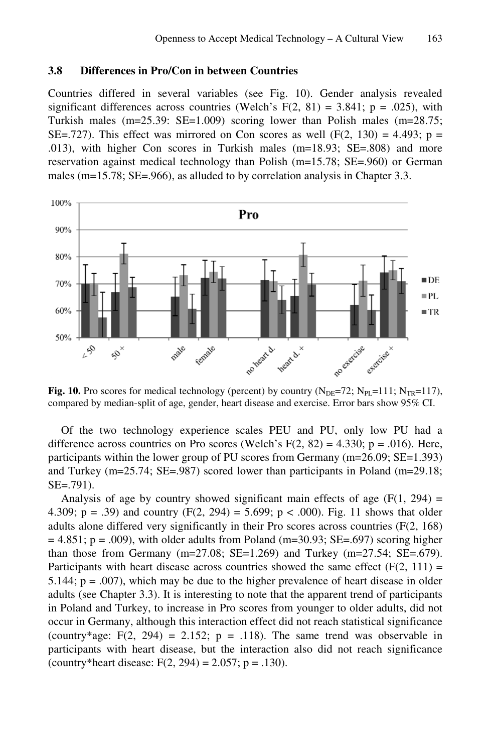### 3.8 Differences in Pro/Con in between Countries

Countries differed in several variables (see Fig. 10). Gender analysis revealed significant differences across countries (Welch's $F(2, 81) = 3.841$; $p = .025$), with Turkish males ($m=25.39$: $SE=1.009$) scoring lower than Polish males ($m=28.75$; $SE=.727$). This effect was mirrored on Con scores as well ($F(2, 130) = 4.493$; $p = .013$), with higher Con scores in Turkish males ($m=18.93$; $SE=.808$) and more reservation against medical technology than Polish ($m=15.78$; $SE=.960$) or German males ($m=15.78$; $SE=.966$), as alluded to by correlation analysis in Chapter 3.3.

**Fig. 10.** Pro scores for medical technology (percent) by country ($N_{DE}=72$; $N_{PL}=111$; $N_{TR}=117$), compared by median-split of age, gender, heart disease and exercise. Error bars show 95% CI.

Of the two technology experience scales PEU and PU, only low PU had a difference across countries on Pro scores (Welch's $F(2, 82) = 4.330$; $p = .016$). Here, participants within the lower group of PU scores from Germany ($m=26.09$; $SE=1.393$) and Turkey ($m=25.74$; $SE=.987$) scored lower than participants in Poland ($m=29.18$; $SE=.791$).

Analysis of age by country showed significant main effects of age ($F(1, 294) = 4.309$; $p = .39$) and country ($F(2, 294) = 5.699$; $p < .000$). Fig. 11 shows that older adults alone differed very significantly in their Pro scores across countries ($F(2, 168) = 4.851$; $p = .009$), with older adults from Poland ($m=30.93$; $SE=.697$) scoring higher than those from Germany ($m=27.08$; $SE=1.269$) and Turkey ($m=27.54$; $SE=.679$). Participants with heart disease across countries showed the same effect ($F(2, 111) = 5.144$; $p = .007$), which may be due to the higher prevalence of heart disease in older adults (see Chapter 3.3). It is interesting to note that the apparent trend of participants in Poland and Turkey, to increase in Pro scores from younger to older adults, did not occur in Germany, although this interaction effect did not reach statistical significance (country*age: $F(2, 294) = 2.152$; $p = .118$). The same trend was observable in participants with heart disease, but the interaction also did not reach significance (country*heart disease: $F(2, 294) = 2.057$; $p = .130$).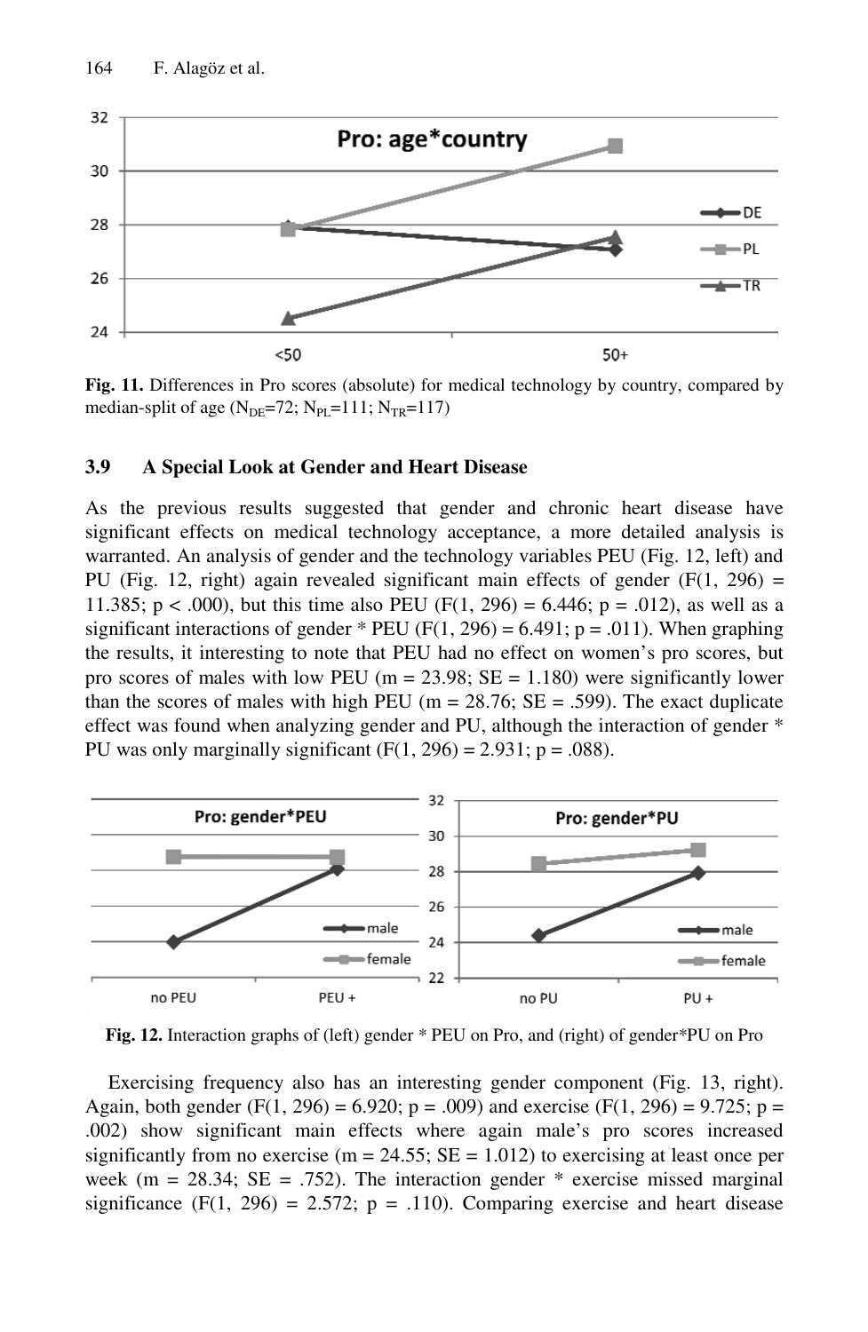**Fig. 11.** Differences in Pro scores (absolute) for medical technology by country, compared by median-split of age ($N_{DE}$=72; $N_{PL}$=111; $N_{TR}$=117)

### 3.9 A Special Look at Gender and Heart Disease

As the previous results suggested that gender and chronic heart disease have significant effects on medical technology acceptance, a more detailed analysis is warranted. An analysis of gender and the technology variables PEU (Fig. 12, left) and PU (Fig. 12, right) again revealed significant main effects of gender ($F(1, 296) = 11.385$; $p < .000$), but this time also PEU ($F(1, 296) = 6.446$; $p = .012$), as well as a significant interactions of gender * PEU ($F(1, 296) = 6.491$; $p = .011$). When graphing the results, it interesting to note that PEU had no effect on women's pro scores, but pro scores of males with low PEU (m = 23.98; SE = 1.180) were significantly lower than the scores of males with high PEU (m = 28.76; SE = .599). The exact duplicate effect was found when analyzing gender and PU, although the interaction of gender * PU was only marginally significant ($F(1, 296) = 2.931$; $p = .088$).

**Fig. 12.** Interaction graphs of (left) gender * PEU on Pro, and (right) of gender*PU on Pro

Exercising frequency also has an interesting gender component (Fig. 13, right). Again, both gender ($F(1, 296) = 6.920$; $p = .009$) and exercise ($F(1, 296) = 9.725$; $p = .002$) show significant main effects where again male's pro scores increased significantly from no exercise (m = 24.55; SE = 1.012) to exercising at least once per week (m = 28.34; SE = .752). The interaction gender * exercise missed marginal significance ($F(1, 296) = 2.572$; $p = .110$). Comparing exercise and heart disease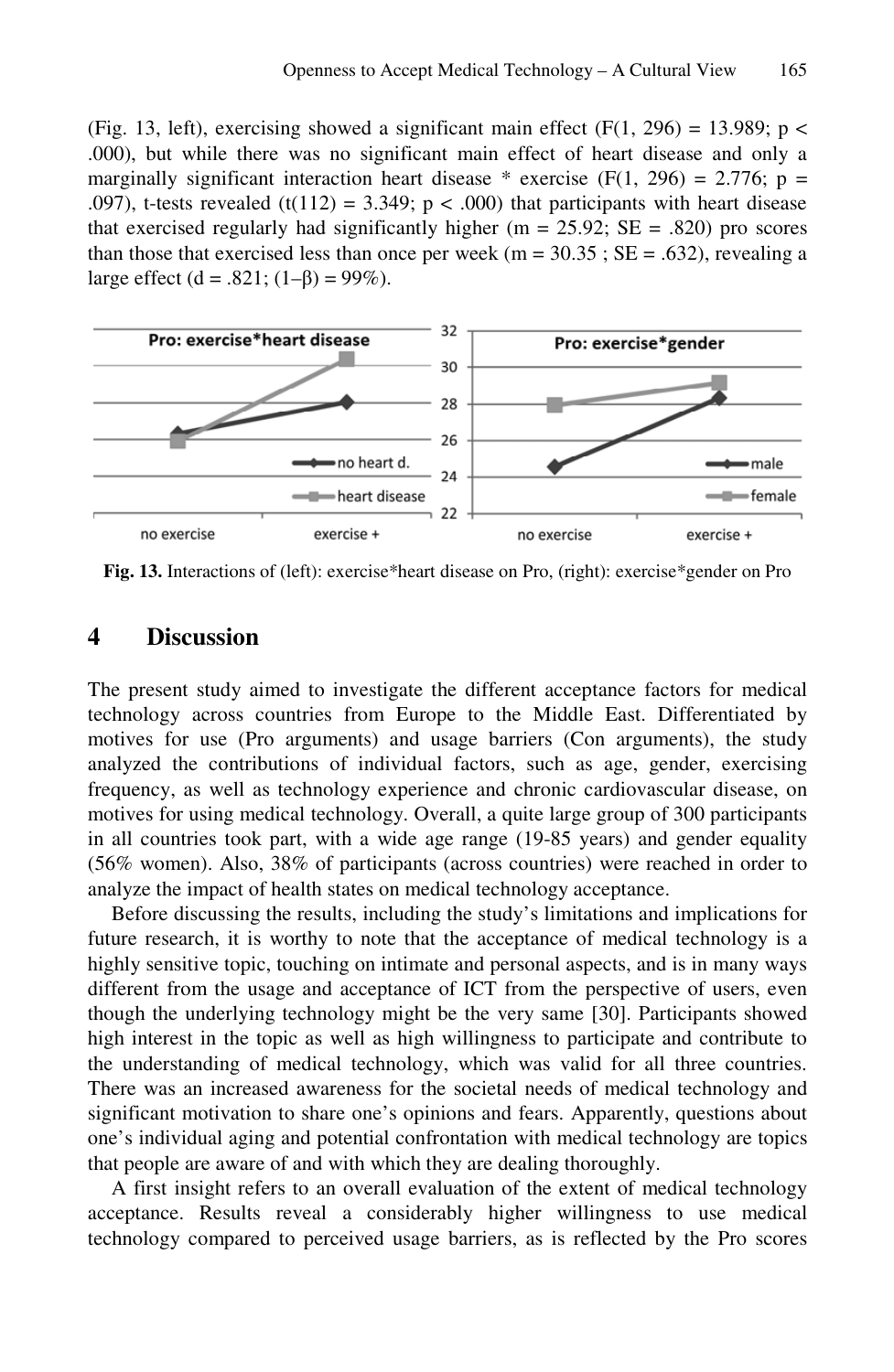(Fig. 13, left), exercising showed a significant main effect ($F(1, 296) = 13.989$; $p < .000$), but while there was no significant main effect of heart disease and only a marginally significant interaction heart disease * exercise ($F(1, 296) = 2.776$; $p = .097$), t-tests revealed ($t(112) = 3.349$; $p < .000$) that participants with heart disease that exercised regularly had significantly higher ($m = 25.92$; $SE = .820$) pro scores than those that exercised less than once per week ($m = 30.35$ ; $SE = .632$), revealing a large effect ($d = .821$; $(1–\beta) = 99\%$).

**Fig. 13.** Interactions of (left): exercise*heart disease on Pro, (right): exercise*gender on Pro

## 4 Discussion

The present study aimed to investigate the different acceptance factors for medical technology across countries from Europe to the Middle East. Differentiated by motives for use (Pro arguments) and usage barriers (Con arguments), the study analyzed the contributions of individual factors, such as age, gender, exercising frequency, as well as technology experience and chronic cardiovascular disease, on motives for using medical technology. Overall, a quite large group of 300 participants in all countries took part, with a wide age range (19-85 years) and gender equality (56% women). Also, 38% of participants (across countries) were reached in order to analyze the impact of health states on medical technology acceptance.

Before discussing the results, including the study's limitations and implications for future research, it is worthy to note that the acceptance of medical technology is a highly sensitive topic, touching on intimate and personal aspects, and is in many ways different from the usage and acceptance of ICT from the perspective of users, even though the underlying technology might be the very same [30]. Participants showed high interest in the topic as well as high willingness to participate and contribute to the understanding of medical technology, which was valid for all three countries. There was an increased awareness for the societal needs of medical technology and significant motivation to share one's opinions and fears. Apparently, questions about one's individual aging and potential confrontation with medical technology are topics that people are aware of and with which they are dealing thoroughly.

A first insight refers to an overall evaluation of the extent of medical technology acceptance. Results reveal a considerably higher willingness to use medical technology compared to perceived usage barriers, as is reflected by the Pro scores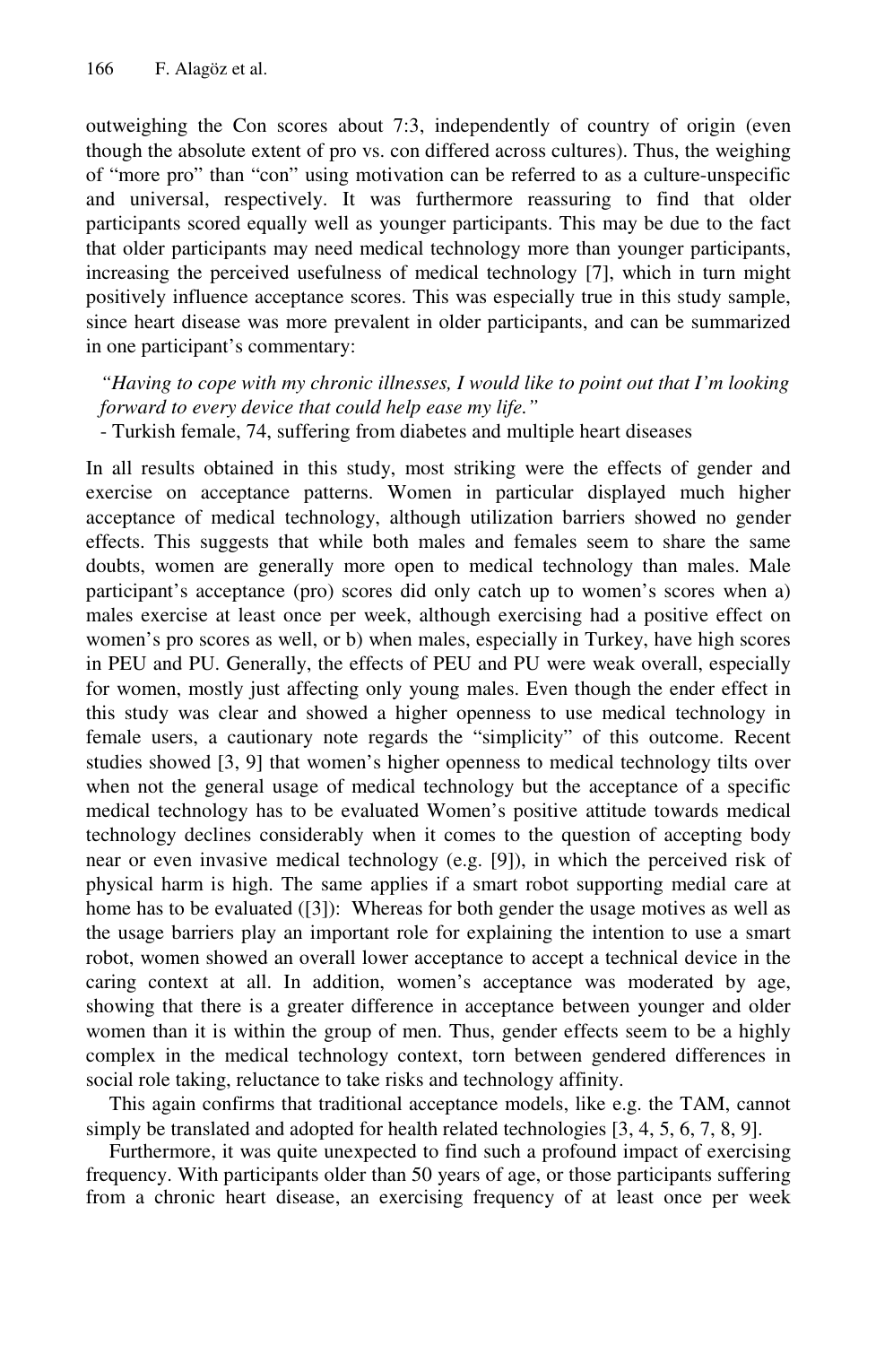outweighing the Con scores about 7:3, independently of country of origin (even though the absolute extent of pro vs. con differed across cultures). Thus, the weighing of "more pro" than "con" using motivation can be referred to as a culture-unspecific and universal, respectively. It was furthermore reassuring to find that older participants scored equally well as younger participants. This may be due to the fact that older participants may need medical technology more than younger participants, increasing the perceived usefulness of medical technology [7], which in turn might positively influence acceptance scores. This was especially true in this study sample, since heart disease was more prevalent in older participants, and can be summarized in one participant's commentary:

> *"Having to cope with my chronic illnesses, I would like to point out that I'm looking forward to every device that could help ease my life."*
>
> - Turkish female, 74, suffering from diabetes and multiple heart diseases

In all results obtained in this study, most striking were the effects of gender and exercise on acceptance patterns. Women in particular displayed much higher acceptance of medical technology, although utilization barriers showed no gender effects. This suggests that while both males and females seem to share the same doubts, women are generally more open to medical technology than males. Male participant's acceptance (pro) scores did only catch up to women's scores when a) males exercise at least once per week, although exercising had a positive effect on women's pro scores as well, or b) when males, especially in Turkey, have high scores in PEU and PU. Generally, the effects of PEU and PU were weak overall, especially for women, mostly just affecting only young males. Even though the ender effect in this study was clear and showed a higher openness to use medical technology in female users, a cautionary note regards the "simplicity" of this outcome. Recent studies showed [3, 9] that women's higher openness to medical technology tilts over when not the general usage of medical technology but the acceptance of a specific medical technology has to be evaluated Women's positive attitude towards medical technology declines considerably when it comes to the question of accepting body near or even invasive medical technology (e.g. [9]), in which the perceived risk of physical harm is high. The same applies if a smart robot supporting medial care at home has to be evaluated ([3]): Whereas for both gender the usage motives as well as the usage barriers play an important role for explaining the intention to use a smart robot, women showed an overall lower acceptance to accept a technical device in the caring context at all. In addition, women's acceptance was moderated by age, showing that there is a greater difference in acceptance between younger and older women than it is within the group of men. Thus, gender effects seem to be a highly complex in the medical technology context, torn between gendered differences in social role taking, reluctance to take risks and technology affinity.

This again confirms that traditional acceptance models, like e.g. the TAM, cannot simply be translated and adopted for health related technologies [3, 4, 5, 6, 7, 8, 9].

Furthermore, it was quite unexpected to find such a profound impact of exercising frequency. With participants older than 50 years of age, or those participants suffering from a chronic heart disease, an exercising frequency of at least once per week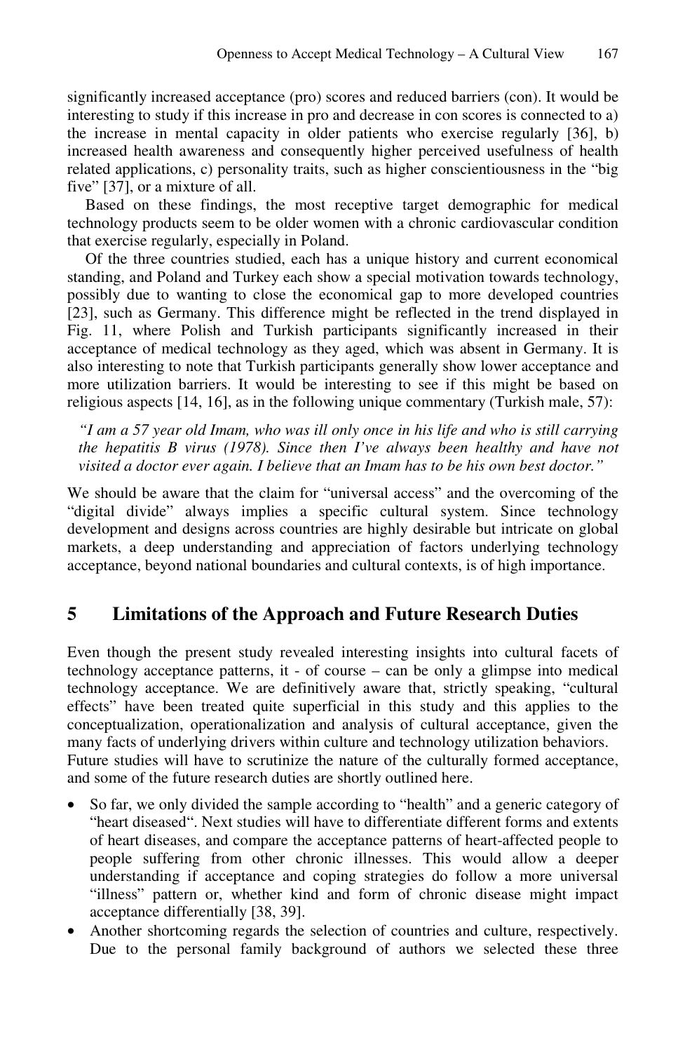significantly increased acceptance (pro) scores and reduced barriers (con). It would be interesting to study if this increase in pro and decrease in con scores is connected to a) the increase in mental capacity in older patients who exercise regularly [36], b) increased health awareness and consequently higher perceived usefulness of health related applications, c) personality traits, such as higher conscientiousness in the "big five" [37], or a mixture of all.

Based on these findings, the most receptive target demographic for medical technology products seem to be older women with a chronic cardiovascular condition that exercise regularly, especially in Poland.

Of the three countries studied, each has a unique history and current economical standing, and Poland and Turkey each show a special motivation towards technology, possibly due to wanting to close the economical gap to more developed countries [23], such as Germany. This difference might be reflected in the trend displayed in Fig. 11, where Polish and Turkish participants significantly increased in their acceptance of medical technology as they aged, which was absent in Germany. It is also interesting to note that Turkish participants generally show lower acceptance and more utilization barriers. It would be interesting to see if this might be based on religious aspects [14, 16], as in the following unique commentary (Turkish male, 57):

> *"I am a 57 year old Imam, who was ill only once in his life and who is still carrying the hepatitis B virus (1978). Since then I've always been healthy and have not visited a doctor ever again. I believe that an Imam has to be his own best doctor."*

We should be aware that the claim for "universal access" and the overcoming of the "digital divide" always implies a specific cultural system. Since technology development and designs across countries are highly desirable but intricate on global markets, a deep understanding and appreciation of factors underlying technology acceptance, beyond national boundaries and cultural contexts, is of high importance.

## 5 Limitations of the Approach and Future Research Duties

Even though the present study revealed interesting insights into cultural facets of technology acceptance patterns, it - of course – can be only a glimpse into medical technology acceptance. We are definitively aware that, strictly speaking, "cultural effects" have been treated quite superficial in this study and this applies to the conceptualization, operationalization and analysis of cultural acceptance, given the many facts of underlying drivers within culture and technology utilization behaviors. Future studies will have to scrutinize the nature of the culturally formed acceptance, and some of the future research duties are shortly outlined here.

- So far, we only divided the sample according to "health" and a generic category of "heart diseased". Next studies will have to differentiate different forms and extents of heart diseases, and compare the acceptance patterns of heart-affected people to people suffering from other chronic illnesses. This would allow a deeper understanding if acceptance and coping strategies do follow a more universal "illness" pattern or, whether kind and form of chronic disease might impact acceptance differentially [38, 39].
- Another shortcoming regards the selection of countries and culture, respectively. Due to the personal family background of authors we selected these three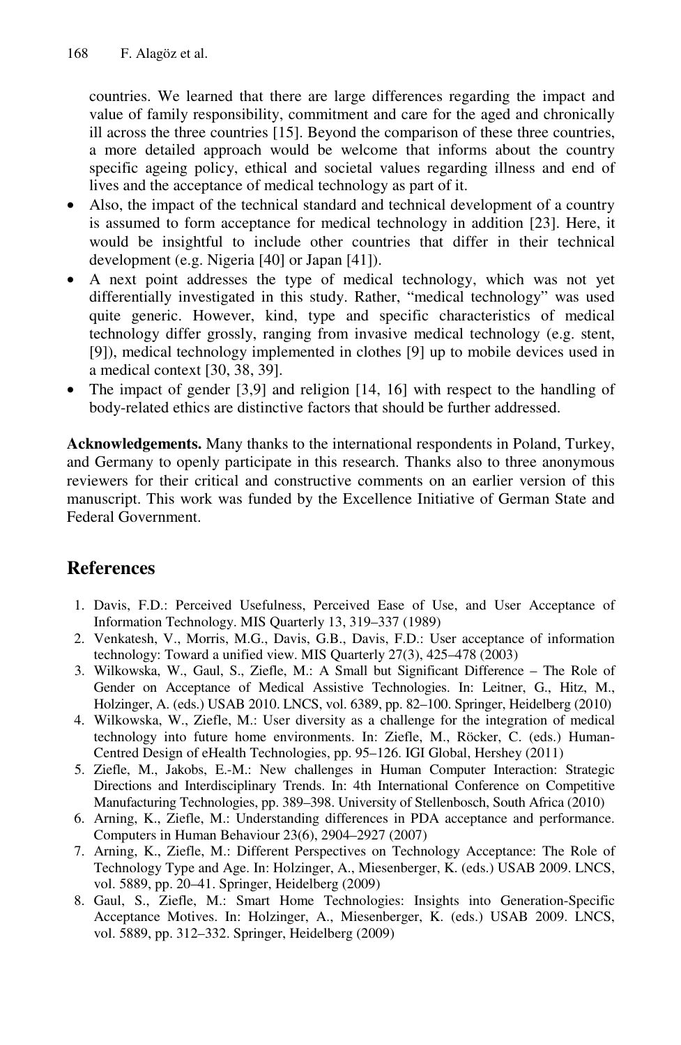countries. We learned that there are large differences regarding the impact and value of family responsibility, commitment and care for the aged and chronically ill across the three countries [15]. Beyond the comparison of these three countries, a more detailed approach would be welcome that informs about the country specific ageing policy, ethical and societal values regarding illness and end of lives and the acceptance of medical technology as part of it.

- Also, the impact of the technical standard and technical development of a country is assumed to form acceptance for medical technology in addition [23]. Here, it would be insightful to include other countries that differ in their technical development (e.g. Nigeria [40] or Japan [41]).
- A next point addresses the type of medical technology, which was not yet differentially investigated in this study. Rather, "medical technology" was used quite generic. However, kind, type and specific characteristics of medical technology differ grossly, ranging from invasive medical technology (e.g. stent, [9]), medical technology implemented in clothes [9] up to mobile devices used in a medical context [30, 38, 39].
- The impact of gender [3,9] and religion [14, 16] with respect to the handling of body-related ethics are distinctive factors that should be further addressed.

**Acknowledgements.** Many thanks to the international respondents in Poland, Turkey, and Germany to openly participate in this research. Thanks also to three anonymous reviewers for their critical and constructive comments on an earlier version of this manuscript. This work was funded by the Excellence Initiative of German State and Federal Government.

## References

1. Davis, F.D.: Perceived Usefulness, Perceived Ease of Use, and User Acceptance of Information Technology. MIS Quarterly 13, 319–337 (1989)
2. Venkatesh, V., Morris, M.G., Davis, G.B., Davis, F.D.: User acceptance of information technology: Toward a unified view. MIS Quarterly 27(3), 425–478 (2003)
3. Wilkowska, W., Gaul, S., Ziefle, M.: A Small but Significant Difference – The Role of Gender on Acceptance of Medical Assistive Technologies. In: Leitner, G., Hitz, M., Holzinger, A. (eds.) USAB 2010. LNCS, vol. 6389, pp. 82–100. Springer, Heidelberg (2010)
4. Wilkowska, W., Ziefle, M.: User diversity as a challenge for the integration of medical technology into future home environments. In: Ziefle, M., Röcker, C. (eds.) Human-Centred Design of eHealth Technologies, pp. 95–126. IGI Global, Hershey (2011)
5. Ziefle, M., Jakobs, E.-M.: New challenges in Human Computer Interaction: Strategic Directions and Interdisciplinary Trends. In: 4th International Conference on Competitive Manufacturing Technologies, pp. 389–398. University of Stellenbosch, South Africa (2010)
6. Arning, K., Ziefle, M.: Understanding differences in PDA acceptance and performance. Computers in Human Behaviour 23(6), 2904–2927 (2007)
7. Arning, K., Ziefle, M.: Different Perspectives on Technology Acceptance: The Role of Technology Type and Age. In: Holzinger, A., Miesenberger, K. (eds.) USAB 2009. LNCS, vol. 5889, pp. 20–41. Springer, Heidelberg (2009)
8. Gaul, S., Ziefle, M.: Smart Home Technologies: Insights into Generation-Specific Acceptance Motives. In: Holzinger, A., Miesenberger, K. (eds.) USAB 2009. LNCS, vol. 5889, pp. 312–332. Springer, Heidelberg (2009)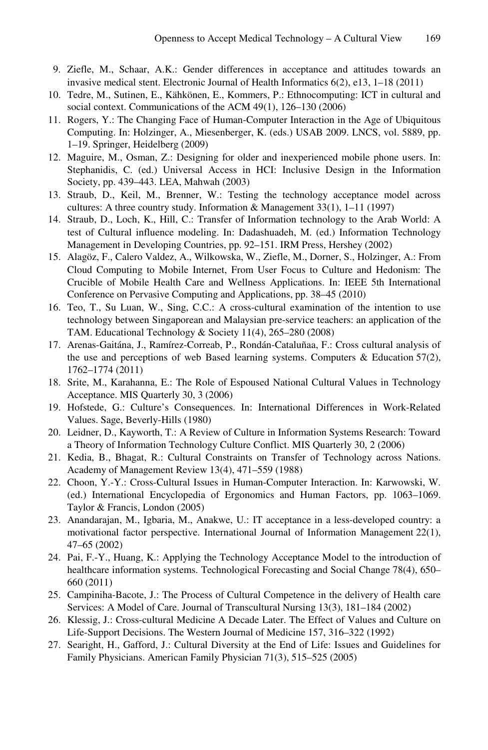9. Ziefle, M., Schaar, A.K.: Gender differences in acceptance and attitudes towards an invasive medical stent. Electronic Journal of Health Informatics 6(2), e13, 1–18 (2011)
10. Tedre, M., Sutinen, E., Kähkönen, E., Kommers, P.: Ethnocomputing: ICT in cultural and social context. Communications of the ACM 49(1), 126–130 (2006)
11. Rogers, Y.: The Changing Face of Human-Computer Interaction in the Age of Ubiquitous Computing. In: Holzinger, A., Miesenberger, K. (eds.) USAB 2009. LNCS, vol. 5889, pp. 1–19. Springer, Heidelberg (2009)
12. Maguire, M., Osman, Z.: Designing for older and inexperienced mobile phone users. In: Stephanidis, C. (ed.) Universal Access in HCI: Inclusive Design in the Information Society, pp. 439–443. LEA, Mahwah (2003)
13. Straub, D., Keil, M., Brenner, W.: Testing the technology acceptance model across cultures: A three country study. Information & Management 33(1), 1–11 (1997)
14. Straub, D., Loch, K., Hill, C.: Transfer of Information technology to the Arab World: A test of Cultural influence modeling. In: Dadashuadeh, M. (ed.) Information Technology Management in Developing Countries, pp. 92–151. IRM Press, Hershey (2002)
15. Alagöz, F., Calero Valdez, A., Wilkowska, W., Ziefle, M., Dorner, S., Holzinger, A.: From Cloud Computing to Mobile Internet, From User Focus to Culture and Hedonism: The Crucible of Mobile Health Care and Wellness Applications. In: IEEE 5th International Conference on Pervasive Computing and Applications, pp. 38–45 (2010)
16. Teo, T., Su Luan, W., Sing, C.C.: A cross-cultural examination of the intention to use technology between Singaporean and Malaysian pre-service teachers: an application of the TAM. Educational Technology & Society 11(4), 265–280 (2008)
17. Arenas-Gaitána, J., Ramírez-Correab, P., Rondán-Cataluñaa, F.: Cross cultural analysis of the use and perceptions of web Based learning systems. Computers & Education 57(2), 1762–1774 (2011)
18. Srite, M., Karahanna, E.: The Role of Espoused National Cultural Values in Technology Acceptance. MIS Quarterly 30, 3 (2006)
19. Hofstede, G.: Culture's Consequences. In: International Differences in Work-Related Values. Sage, Beverly-Hills (1980)
20. Leidner, D., Kayworth, T.: A Review of Culture in Information Systems Research: Toward a Theory of Information Technology Culture Conflict. MIS Quarterly 30, 2 (2006)
21. Kedia, B., Bhagat, R.: Cultural Constraints on Transfer of Technology across Nations. Academy of Management Review 13(4), 471–559 (1988)
22. Choon, Y.-Y.: Cross-Cultural Issues in Human-Computer Interaction. In: Karwowski, W. (ed.) International Encyclopedia of Ergonomics and Human Factors, pp. 1063–1069. Taylor & Francis, London (2005)
23. Anandarajan, M., Igbaria, M., Anakwe, U.: IT acceptance in a less-developed country: a motivational factor perspective. International Journal of Information Management 22(1), 47–65 (2002)
24. Pai, F.-Y., Huang, K.: Applying the Technology Acceptance Model to the introduction of healthcare information systems. Technological Forecasting and Social Change 78(4), 650–660 (2011)
25. Campiniha-Bacote, J.: The Process of Cultural Competence in the delivery of Health care Services: A Model of Care. Journal of Transcultural Nursing 13(3), 181–184 (2002)
26. Klessig, J.: Cross-cultural Medicine A Decade Later. The Effect of Values and Culture on Life-Support Decisions. The Western Journal of Medicine 157, 316–322 (1992)
27. Searight, H., Gafford, J.: Cultural Diversity at the End of Life: Issues and Guidelines for Family Physicians. American Family Physician 71(3), 515–525 (2005)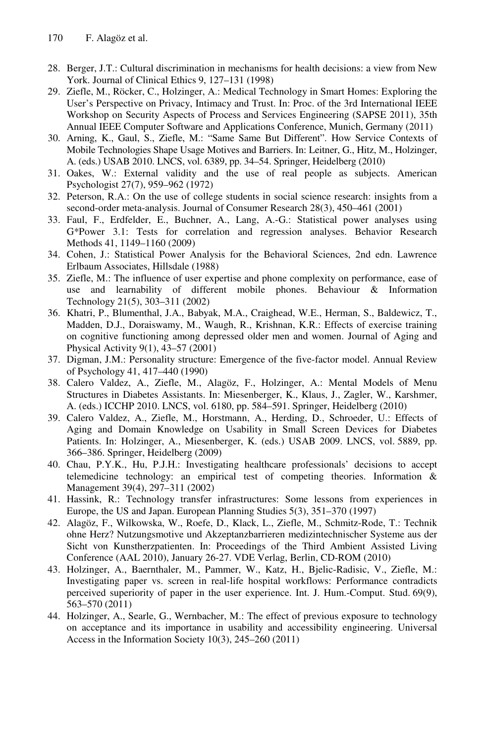28. Berger, J.T.: Cultural discrimination in mechanisms for health decisions: a view from New York. Journal of Clinical Ethics 9, 127–131 (1998)
29. Ziefle, M., Röcker, C., Holzinger, A.: Medical Technology in Smart Homes: Exploring the User's Perspective on Privacy, Intimacy and Trust. In: Proc. of the 3rd International IEEE Workshop on Security Aspects of Process and Services Engineering (SAPSE 2011), 35th Annual IEEE Computer Software and Applications Conference, Munich, Germany (2011)
30. Arning, K., Gaul, S., Ziefle, M.: "Same Same But Different". How Service Contexts of Mobile Technologies Shape Usage Motives and Barriers. In: Leitner, G., Hitz, M., Holzinger, A. (eds.) USAB 2010. LNCS, vol. 6389, pp. 34–54. Springer, Heidelberg (2010)
31. Oakes, W.: External validity and the use of real people as subjects. American Psychologist 27(7), 959–962 (1972)
32. Peterson, R.A.: On the use of college students in social science research: insights from a second-order meta-analysis. Journal of Consumer Research 28(3), 450–461 (2001)
33. Faul, F., Erdfelder, E., Buchner, A., Lang, A.-G.: Statistical power analyses using G*Power 3.1: Tests for correlation and regression analyses. Behavior Research Methods 41, 1149–1160 (2009)
34. Cohen, J.: Statistical Power Analysis for the Behavioral Sciences, 2nd edn. Lawrence Erlbaum Associates, Hillsdale (1988)
35. Ziefle, M.: The influence of user expertise and phone complexity on performance, ease of use and learnability of different mobile phones. Behaviour & Information Technology 21(5), 303–311 (2002)
36. Khatri, P., Blumenthal, J.A., Babyak, M.A., Craighead, W.E., Herman, S., Baldewicz, T., Madden, D.J., Doraiswamy, M., Waugh, R., Krishnan, K.R.: Effects of exercise training on cognitive functioning among depressed older men and women. Journal of Aging and Physical Activity 9(1), 43–57 (2001)
37. Digman, J.M.: Personality structure: Emergence of the five-factor model. Annual Review of Psychology 41, 417–440 (1990)
38. Calero Valdez, A., Ziefle, M., Alagöz, F., Holzinger, A.: Mental Models of Menu Structures in Diabetes Assistants. In: Miesenberger, K., Klaus, J., Zagler, W., Karshmer, A. (eds.) ICCHP 2010. LNCS, vol. 6180, pp. 584–591. Springer, Heidelberg (2010)
39. Calero Valdez, A., Ziefle, M., Horstmann, A., Herding, D., Schroeder, U.: Effects of Aging and Domain Knowledge on Usability in Small Screen Devices for Diabetes Patients. In: Holzinger, A., Miesenberger, K. (eds.) USAB 2009. LNCS, vol. 5889, pp. 366–386. Springer, Heidelberg (2009)
40. Chau, P.Y.K., Hu, P.J.H.: Investigating healthcare professionals' decisions to accept telemedicine technology: an empirical test of competing theories. Information & Management 39(4), 297–311 (2002)
41. Hassink, R.: Technology transfer infrastructures: Some lessons from experiences in Europe, the US and Japan. European Planning Studies 5(3), 351–370 (1997)
42. Alagöz, F., Wilkowska, W., Roefe, D., Klack, L., Ziefle, M., Schmitz-Rode, T.: Technik ohne Herz? Nutzungsmotive und Akzeptanzbarrieren medizintechnischer Systeme aus der Sicht von Kunstherzpatienten. In: Proceedings of the Third Ambient Assisted Living Conference (AAL 2010), January 26-27. VDE Verlag, Berlin, CD-ROM (2010)
43. Holzinger, A., Baernthaler, M., Pammer, W., Katz, H., Bjelic-Radisic, V., Ziefle, M.: Investigating paper vs. screen in real-life hospital workflows: Performance contradicts perceived superiority of paper in the user experience. Int. J. Hum.-Comput. Stud. 69(9), 563–570 (2011)
44. Holzinger, A., Searle, G., Wernbacher, M.: The effect of previous exposure to technology on acceptance and its importance in usability and accessibility engineering. Universal Access in the Information Society 10(3), 245–260 (2011)